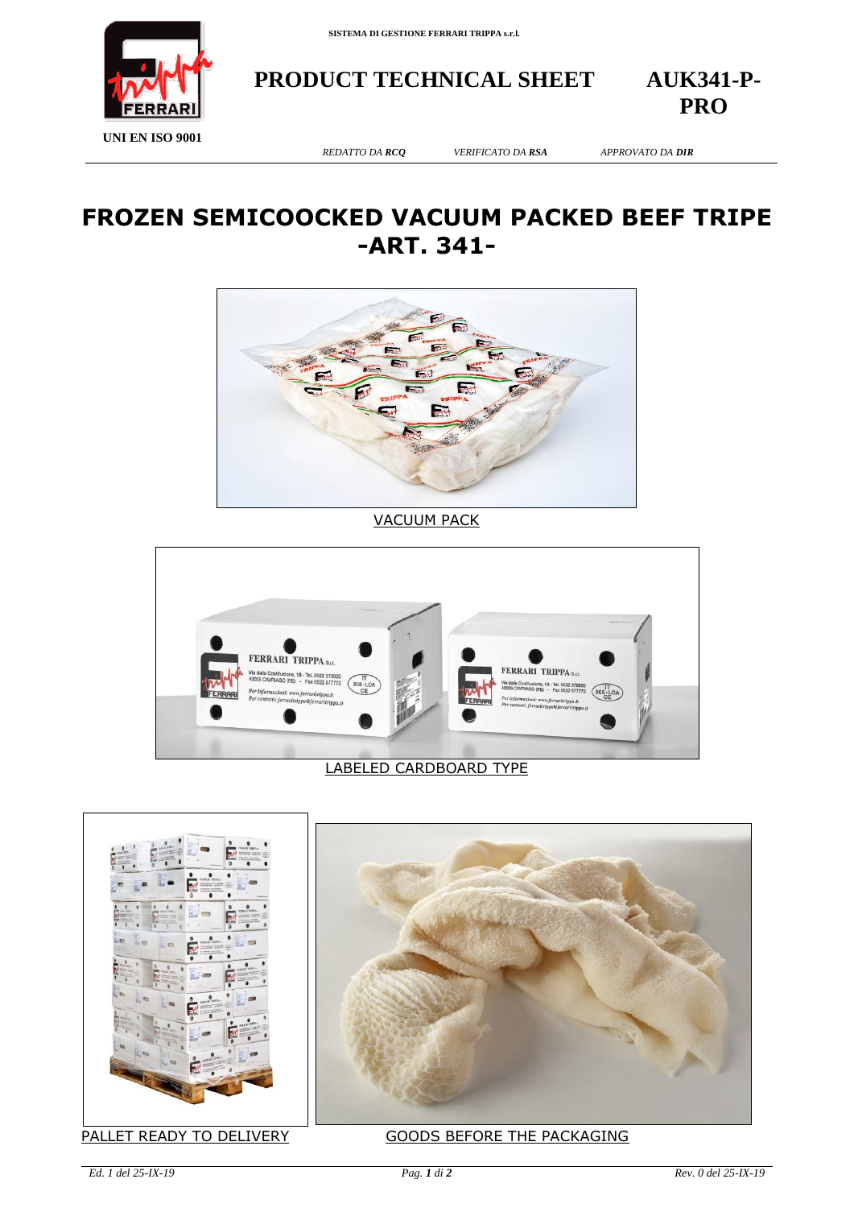SISTEMA DI GESTIONE FERRARI TRIPPA s.r.l.

UNI EN ISO 9001

# PRODUCT TECHNICAL SHEET

**AUK341-P-PRO**

*REDATTO DA **RCQ*** *VERIFICATO DA **RSA*** *APPROVATO DA **DIR***

# FROZEN SEMICOOCKED VACUUM PACKED BEEF TRIPE -ART. 341-

VACUUM PACK

LABELED CARDBOARD TYPE

PALLET READY TO DELIVERY

GOODS BEFORE THE PACKAGING

*Ed. 1 del 25-IX-19* *Rev. 0 del 25-IX-19*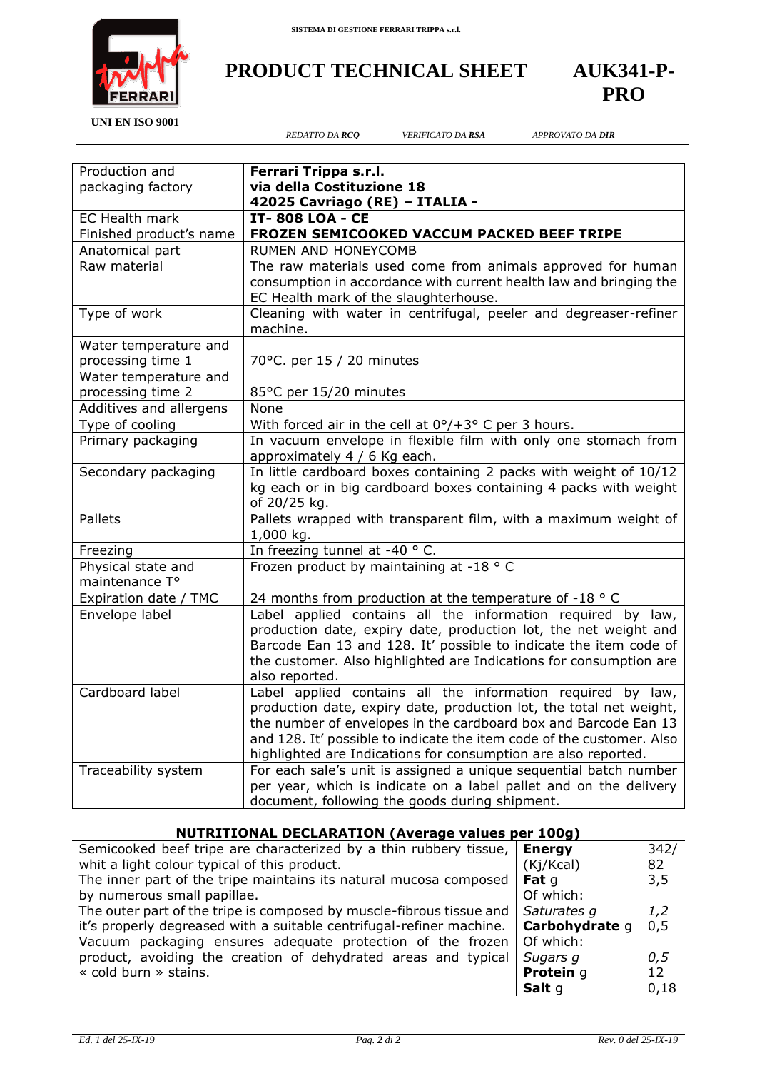SISTEMA DI GESTIONE FERRARI TRIPPA s.r.l.

UNI EN ISO 9001

# PRODUCT TECHNICAL SHEET AUK341-P-PRO

*REDATTO DA **RCQ*** *VERIFICATO DA **RSA*** *APPROVATO DA **DIR***

| | |
|---|---|
| Production and packaging factory | **Ferrari Trippa s.r.l.**<br>**via della Costituzione 18**<br>**42025 Cavriago (RE) – ITALIA -** |
| EC Health mark | **IT- 808 LOA - CE** |
| Finished product's name | **FROZEN SEMICOOKED VACCUM PACKED BEEF TRIPE** |
| Anatomical part | RUMEN AND HONEYCOMB |
| Raw material | The raw materials used come from animals approved for human consumption in accordance with current health law and bringing the EC Health mark of the slaughterhouse. |
| Type of work | Cleaning with water in centrifugal, peeler and degreaser-refiner machine. |
| Water temperature and processing time 1 | 70°C. per 15 / 20 minutes |
| Water temperature and processing time 2 | 85°C per 15/20 minutes |
| Additives and allergens | None |
| Type of cooling | With forced air in the cell at 0°/+3° C per 3 hours. |
| Primary packaging | In vacuum envelope in flexible film with only one stomach from approximately 4 / 6 Kg each. |
| Secondary packaging | In little cardboard boxes containing 2 packs with weight of 10/12 kg each or in big cardboard boxes containing 4 packs with weight of 20/25 kg. |
| Pallets | Pallets wrapped with transparent film, with a maximum weight of 1,000 kg. |
| Freezing | In freezing tunnel at -40 ° C. |
| Physical state and maintenance T° | Frozen product by maintaining at -18 ° C |
| Expiration date / TMC | 24 months from production at the temperature of -18 ° C |
| Envelope label | Label applied contains all the information required by law, production date, expiry date, production lot, the net weight and Barcode Ean 13 and 128. It' possible to indicate the item code of the customer. Also highlighted are Indications for consumption are also reported. |
| Cardboard label | Label applied contains all the information required by law, production date, expiry date, production lot, the total net weight, the number of envelopes in the cardboard box and Barcode Ean 13 and 128. It' possible to indicate the item code of the customer. Also highlighted are Indications for consumption are also reported. |
| Traceability system | For each sale's unit is assigned a unique sequential batch number per year, which is indicate on a label pallet and on the delivery document, following the goods during shipment. |

## NUTRITIONAL DECLARATION (Average values per 100g)

Semicooked beef tripe are characterized by a thin rubbery tissue, whit a light colour typical of this product.
The inner part of the tripe maintains its natural mucosa composed by numerous small papillae.
The outer part of the tripe is composed by muscle-fibrous tissue and it's properly degreased with a suitable centrifugal-refiner machine.
Vacuum packaging ensures adequate protection of the frozen product, avoiding the creation of dehydrated areas and typical « cold burn » stains.

| | |
|---|---|
| **Energy** (Kj/Kcal) | 342/ 82 |
| **Fat** g | 3,5 |
| Of which: | |
| *Saturates g* | *1,2* |
| **Carbohydrate** g | 0,5 |
| Of which: | |
| *Sugars g* | *0,5* |
| **Protein** g | 12 |
| **Salt** g | 0,18 |

*Ed. 1 del 25-IX-19* *Rev. 0 del 25-IX-19*